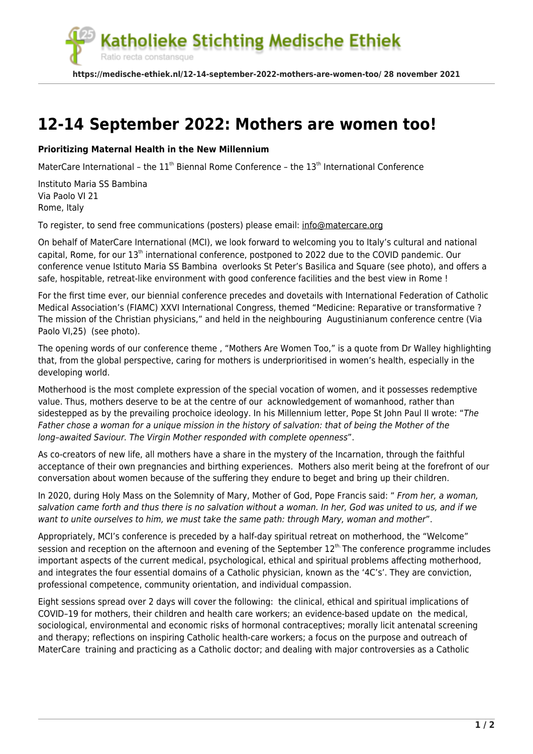# 12-14 September 2022: Mothers are women too!

**Prioritizing Maternal Health in the New Millennium**

MaterCare International – the 11th Biennal Rome Conference – the 13th International Conference

Instituto Maria SS Bambina
Via Paolo VI 21
Rome, Italy

To register, to send free communications (posters) please email: info@matercare.org

On behalf of MaterCare International (MCI), we look forward to welcoming you to Italy's cultural and national capital, Rome, for our 13th international conference, postponed to 2022 due to the COVID pandemic. Our conference venue Istituto Maria SS Bambina overlooks St Peter's Basilica and Square (see photo), and offers a safe, hospitable, retreat-like environment with good conference facilities and the best view in Rome !

For the first time ever, our biennial conference precedes and dovetails with International Federation of Catholic Medical Association's (FIAMC) XXVI International Congress, themed "Medicine: Reparative or transformative ? The mission of the Christian physicians," and held in the neighbouring Augustinianum conference centre (Via Paolo VI,25) (see photo).

The opening words of our conference theme , "Mothers Are Women Too," is a quote from Dr Walley highlighting that, from the global perspective, caring for mothers is underprioritised in women's health, especially in the developing world.

Motherhood is the most complete expression of the special vocation of women, and it possesses redemptive value. Thus, mothers deserve to be at the centre of our acknowledgement of womanhood, rather than sidestepped as by the prevailing prochoice ideology. In his Millennium letter, Pope St John Paul II wrote: "*The Father chose a woman for a unique mission in the history of salvation: that of being the Mother of the long–awaited Saviour. The Virgin Mother responded with complete openness*".

As co-creators of new life, all mothers have a share in the mystery of the Incarnation, through the faithful acceptance of their own pregnancies and birthing experiences. Mothers also merit being at the forefront of our conversation about women because of the suffering they endure to beget and bring up their children.

In 2020, during Holy Mass on the Solemnity of Mary, Mother of God, Pope Francis said: " *From her, a woman, salvation came forth and thus there is no salvation without a woman. In her, God was united to us, and if we want to unite ourselves to him, we must take the same path: through Mary, woman and mother*".

Appropriately, MCI's conference is preceded by a half-day spiritual retreat on motherhood, the "Welcome" session and reception on the afternoon and evening of the September 12th. The conference programme includes important aspects of the current medical, psychological, ethical and spiritual problems affecting motherhood, and integrates the four essential domains of a Catholic physician, known as the '4C's'. They are conviction, professional competence, community orientation, and individual compassion.

Eight sessions spread over 2 days will cover the following: the clinical, ethical and spiritual implications of COVID–19 for mothers, their children and health care workers; an evidence-based update on the medical, sociological, environmental and economic risks of hormonal contraceptives; morally licit antenatal screening and therapy; reflections on inspiring Catholic health-care workers; a focus on the purpose and outreach of MaterCare training and practicing as a Catholic doctor; and dealing with major controversies as a Catholic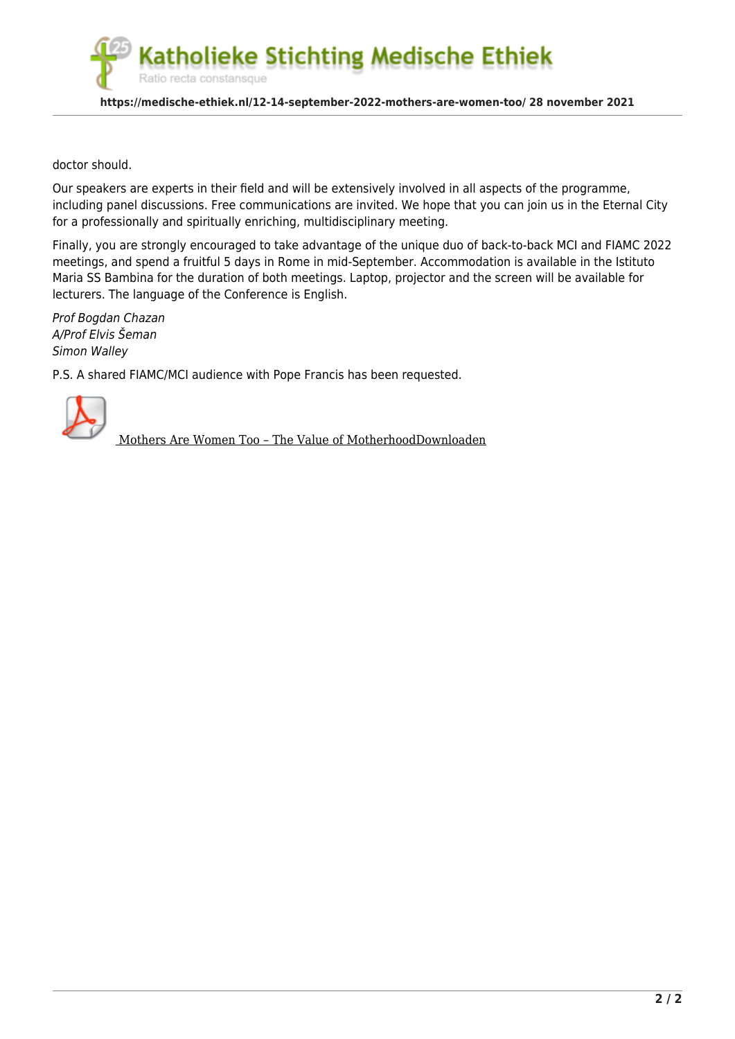doctor should.

Our speakers are experts in their field and will be extensively involved in all aspects of the programme, including panel discussions. Free communications are invited. We hope that you can join us in the Eternal City for a professionally and spiritually enriching, multidisciplinary meeting.

Finally, you are strongly encouraged to take advantage of the unique duo of back-to-back MCI and FIAMC 2022 meetings, and spend a fruitful 5 days in Rome in mid-September. Accommodation is available in the Istituto Maria SS Bambina for the duration of both meetings. Laptop, projector and the screen will be available for lecturers. The language of the Conference is English.

*Prof Bogdan Chazan*
*A/Prof Elvis Šeman*
*Simon Walley*

P.S. A shared FIAMC/MCI audience with Pope Francis has been requested.

Mothers Are Women Too – The Value of MotherhoodDownloaden